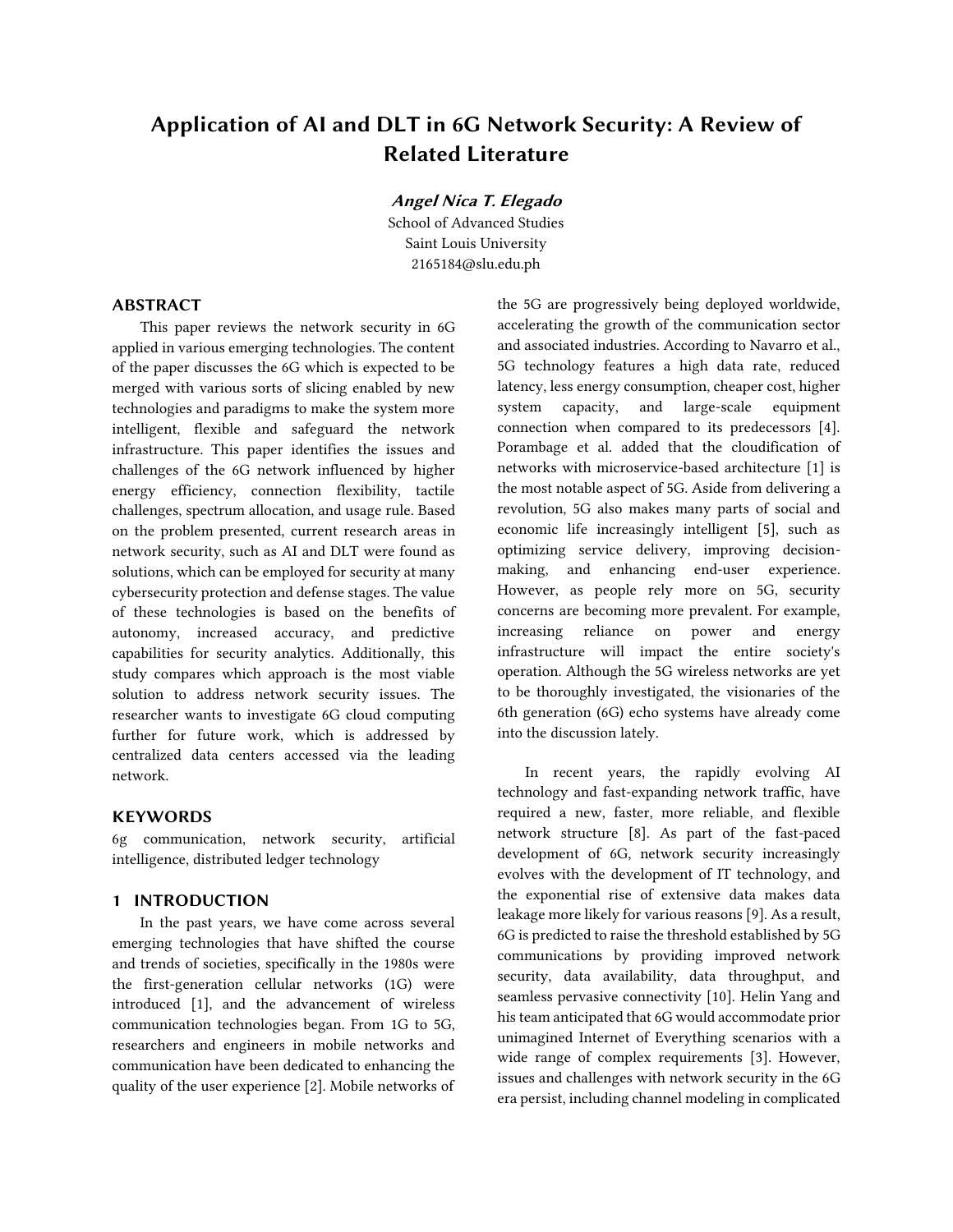# Application of AI and DLT in 6G Network Security: A Review of Related Literature

***Angel Nica T. Elegado***

School of Advanced Studies
Saint Louis University
2165184@slu.edu.ph

## ABSTRACT

This paper reviews the network security in 6G applied in various emerging technologies. The content of the paper discusses the 6G which is expected to be merged with various sorts of slicing enabled by new technologies and paradigms to make the system more intelligent, flexible and safeguard the network infrastructure. This paper identifies the issues and challenges of the 6G network influenced by higher energy efficiency, connection flexibility, tactile challenges, spectrum allocation, and usage rule. Based on the problem presented, current research areas in network security, such as AI and DLT were found as solutions, which can be employed for security at many cybersecurity protection and defense stages. The value of these technologies is based on the benefits of autonomy, increased accuracy, and predictive capabilities for security analytics. Additionally, this study compares which approach is the most viable solution to address network security issues. The researcher wants to investigate 6G cloud computing further for future work, which is addressed by centralized data centers accessed via the leading network.

## KEYWORDS

6g communication, network security, artificial intelligence, distributed ledger technology

## 1 INTRODUCTION

In the past years, we have come across several emerging technologies that have shifted the course and trends of societies, specifically in the 1980s were the first-generation cellular networks (1G) were introduced [1], and the advancement of wireless communication technologies began. From 1G to 5G, researchers and engineers in mobile networks and communication have been dedicated to enhancing the quality of the user experience [2]. Mobile networks of the 5G are progressively being deployed worldwide, accelerating the growth of the communication sector and associated industries. According to Navarro et al., 5G technology features a high data rate, reduced latency, less energy consumption, cheaper cost, higher system capacity, and large-scale equipment connection when compared to its predecessors [4]. Porambage et al. added that the cloudification of networks with microservice-based architecture [1] is the most notable aspect of 5G. Aside from delivering a revolution, 5G also makes many parts of social and economic life increasingly intelligent [5], such as optimizing service delivery, improving decision-making, and enhancing end-user experience. However, as people rely more on 5G, security concerns are becoming more prevalent. For example, increasing reliance on power and energy infrastructure will impact the entire society's operation. Although the 5G wireless networks are yet to be thoroughly investigated, the visionaries of the 6th generation (6G) echo systems have already come into the discussion lately.

In recent years, the rapidly evolving AI technology and fast-expanding network traffic, have required a new, faster, more reliable, and flexible network structure [8]. As part of the fast-paced development of 6G, network security increasingly evolves with the development of IT technology, and the exponential rise of extensive data makes data leakage more likely for various reasons [9]. As a result, 6G is predicted to raise the threshold established by 5G communications by providing improved network security, data availability, data throughput, and seamless pervasive connectivity [10]. Helin Yang and his team anticipated that 6G would accommodate prior unimagined Internet of Everything scenarios with a wide range of complex requirements [3]. However, issues and challenges with network security in the 6G era persist, including channel modeling in complicated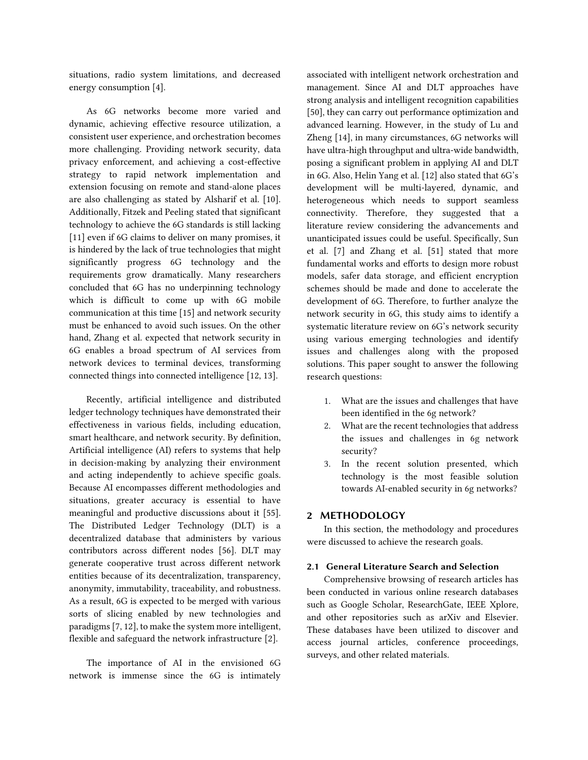situations, radio system limitations, and decreased energy consumption [4].

As 6G networks become more varied and dynamic, achieving effective resource utilization, a consistent user experience, and orchestration becomes more challenging. Providing network security, data privacy enforcement, and achieving a cost-effective strategy to rapid network implementation and extension focusing on remote and stand-alone places are also challenging as stated by Alsharif et al. [10]. Additionally, Fitzek and Peeling stated that significant technology to achieve the 6G standards is still lacking [11] even if 6G claims to deliver on many promises, it is hindered by the lack of true technologies that might significantly progress 6G technology and the requirements grow dramatically. Many researchers concluded that 6G has no underpinning technology which is difficult to come up with 6G mobile communication at this time [15] and network security must be enhanced to avoid such issues. On the other hand, Zhang et al. expected that network security in 6G enables a broad spectrum of AI services from network devices to terminal devices, transforming connected things into connected intelligence [12, 13].

Recently, artificial intelligence and distributed ledger technology techniques have demonstrated their effectiveness in various fields, including education, smart healthcare, and network security. By definition, Artificial intelligence (AI) refers to systems that help in decision-making by analyzing their environment and acting independently to achieve specific goals. Because AI encompasses different methodologies and situations, greater accuracy is essential to have meaningful and productive discussions about it [55]. The Distributed Ledger Technology (DLT) is a decentralized database that administers by various contributors across different nodes [56]. DLT may generate cooperative trust across different network entities because of its decentralization, transparency, anonymity, immutability, traceability, and robustness. As a result, 6G is expected to be merged with various sorts of slicing enabled by new technologies and paradigms [7, 12], to make the system more intelligent, flexible and safeguard the network infrastructure [2].

The importance of AI in the envisioned 6G network is immense since the 6G is intimately associated with intelligent network orchestration and management. Since AI and DLT approaches have strong analysis and intelligent recognition capabilities [50], they can carry out performance optimization and advanced learning. However, in the study of Lu and Zheng [14], in many circumstances, 6G networks will have ultra-high throughput and ultra-wide bandwidth, posing a significant problem in applying AI and DLT in 6G. Also, Helin Yang et al. [12] also stated that 6G's development will be multi-layered, dynamic, and heterogeneous which needs to support seamless connectivity. Therefore, they suggested that a literature review considering the advancements and unanticipated issues could be useful. Specifically, Sun et al. [7] and Zhang et al. [51] stated that more fundamental works and efforts to design more robust models, safer data storage, and efficient encryption schemes should be made and done to accelerate the development of 6G. Therefore, to further analyze the network security in 6G, this study aims to identify a systematic literature review on 6G's network security using various emerging technologies and identify issues and challenges along with the proposed solutions. This paper sought to answer the following research questions:

1. What are the issues and challenges that have been identified in the 6g network?
2. What are the recent technologies that address the issues and challenges in 6g network security?
3. In the recent solution presented, which technology is the most feasible solution towards AI-enabled security in 6g networks?

## 2 METHODOLOGY

In this section, the methodology and procedures were discussed to achieve the research goals.

### 2.1 General Literature Search and Selection

Comprehensive browsing of research articles has been conducted in various online research databases such as Google Scholar, ResearchGate, IEEE Xplore, and other repositories such as arXiv and Elsevier. These databases have been utilized to discover and access journal articles, conference proceedings, surveys, and other related materials.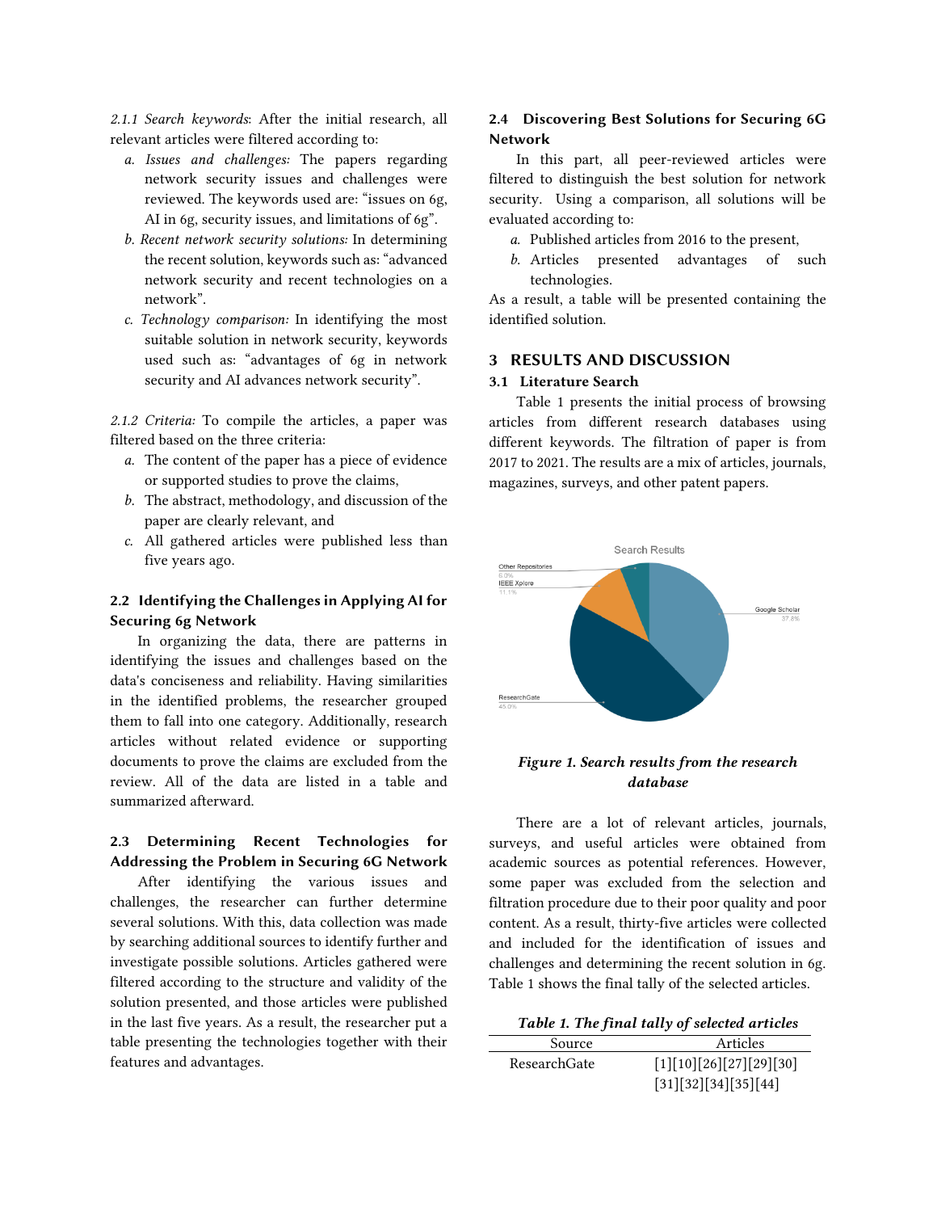*2.1.1 Search keywords*: After the initial research, all relevant articles were filtered according to:

a. *Issues and challenges:* The papers regarding network security issues and challenges were reviewed. The keywords used are: "issues on 6g, AI in 6g, security issues, and limitations of 6g".
b. *Recent network security solutions:* In determining the recent solution, keywords such as: "advanced network security and recent technologies on a network".
c. *Technology comparison:* In identifying the most suitable solution in network security, keywords used such as: "advantages of 6g in network security and AI advances network security".

*2.1.2 Criteria:* To compile the articles, a paper was filtered based on the three criteria:

a. The content of the paper has a piece of evidence or supported studies to prove the claims,
b. The abstract, methodology, and discussion of the paper are clearly relevant, and
c. All gathered articles were published less than five years ago.

### 2.2 Identifying the Challenges in Applying AI for Securing 6g Network

In organizing the data, there are patterns in identifying the issues and challenges based on the data's conciseness and reliability. Having similarities in the identified problems, the researcher grouped them to fall into one category. Additionally, research articles without related evidence or supporting documents to prove the claims are excluded from the review. All of the data are listed in a table and summarized afterward.

### 2.3 Determining Recent Technologies for Addressing the Problem in Securing 6G Network

After identifying the various issues and challenges, the researcher can further determine several solutions. With this, data collection was made by searching additional sources to identify further and investigate possible solutions. Articles gathered were filtered according to the structure and validity of the solution presented, and those articles were published in the last five years. As a result, the researcher put a table presenting the technologies together with their features and advantages.

### 2.4 Discovering Best Solutions for Securing 6G Network

In this part, all peer-reviewed articles were filtered to distinguish the best solution for network security. Using a comparison, all solutions will be evaluated according to:

a. Published articles from 2016 to the present,
b. Articles presented advantages of such technologies.

As a result, a table will be presented containing the identified solution.

## 3 RESULTS AND DISCUSSION

### 3.1 Literature Search

Table 1 presents the initial process of browsing articles from different research databases using different keywords. The filtration of paper is from 2017 to 2021. The results are a mix of articles, journals, magazines, surveys, and other patent papers.

Search Results

Other Repositories 6.0%
IEEE Xplore 11.1%
Google Scholar 37.8%
ResearchGate 45.0%

***Figure 1. Search results from the research database***

There are a lot of relevant articles, journals, surveys, and useful articles were obtained from academic sources as potential references. However, some paper was excluded from the selection and filtration procedure due to their poor quality and poor content. As a result, thirty-five articles were collected and included for the identification of issues and challenges and determining the recent solution in 6g. Table 1 shows the final tally of the selected articles.

***Table 1. The final tally of selected articles***

| Source | Articles |
|---|---|
| ResearchGate | [1][10][26][27][29][30][31][32][34][35][44] |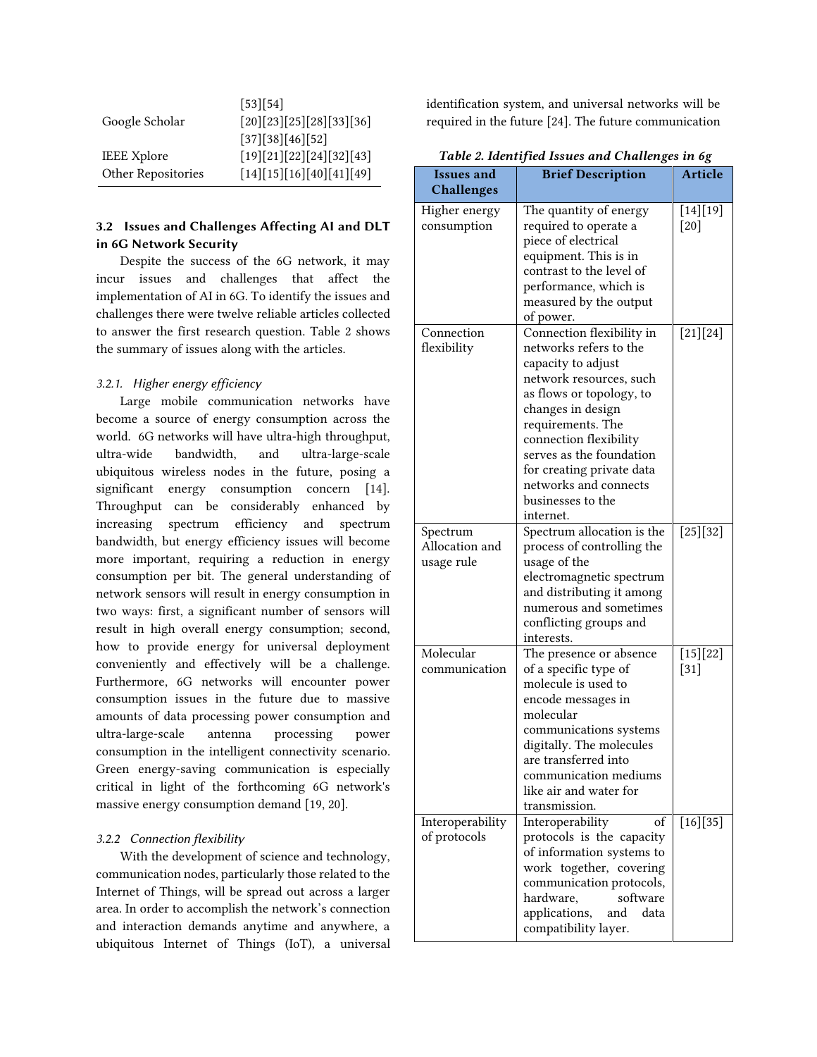| | [53][54] |
|---|---|
| Google Scholar | [20][23][25][28][33][36] [37][38][46][52] |
| IEEE Xplore | [19][21][22][24][32][43] |
| Other Repositories | [14][15][16][40][41][49] |

### 3.2 Issues and Challenges Affecting AI and DLT in 6G Network Security

Despite the success of the 6G network, it may incur issues and challenges that affect the implementation of AI in 6G. To identify the issues and challenges there were twelve reliable articles collected to answer the first research question. Table 2 shows the summary of issues along with the articles.

#### *3.2.1. Higher energy efficiency*

Large mobile communication networks have become a source of energy consumption across the world. 6G networks will have ultra-high throughput, ultra-wide bandwidth, and ultra-large-scale ubiquitous wireless nodes in the future, posing a significant energy consumption concern [14]. Throughput can be considerably enhanced by increasing spectrum efficiency and spectrum bandwidth, but energy efficiency issues will become more important, requiring a reduction in energy consumption per bit. The general understanding of network sensors will result in energy consumption in two ways: first, a significant number of sensors will result in high overall energy consumption; second, how to provide energy for universal deployment conveniently and effectively will be a challenge. Furthermore, 6G networks will encounter power consumption issues in the future due to massive amounts of data processing power consumption and ultra-large-scale antenna processing power consumption in the intelligent connectivity scenario. Green energy-saving communication is especially critical in light of the forthcoming 6G network's massive energy consumption demand [19, 20].

#### *3.2.2 Connection flexibility*

With the development of science and technology, communication nodes, particularly those related to the Internet of Things, will be spread out across a larger area. In order to accomplish the network's connection and interaction demands anytime and anywhere, a ubiquitous Internet of Things (IoT), a universal identification system, and universal networks will be required in the future [24]. The future communication

***Table 2. Identified Issues and Challenges in 6g***

| Issues and Challenges | Brief Description | Article |
|---|---|---|
| Higher energy consumption | The quantity of energy required to operate a piece of electrical equipment. This is in contrast to the level of performance, which is measured by the output of power. | [14][19][20] |
| Connection flexibility | Connection flexibility in networks refers to the capacity to adjust network resources, such as flows or topology, to changes in design requirements. The connection flexibility serves as the foundation for creating private data networks and connects businesses to the internet. | [21][24] |
| Spectrum Allocation and usage rule | Spectrum allocation is the process of controlling the usage of the electromagnetic spectrum and distributing it among numerous and sometimes conflicting groups and interests. | [25][32] |
| Molecular communication | The presence or absence of a specific type of molecule is used to encode messages in molecular communications systems digitally. The molecules are transferred into communication mediums like air and water for transmission. | [15][22][31] |
| Interoperability of protocols | Interoperability of protocols is the capacity of information systems to work together, covering communication protocols, hardware, software applications, and data compatibility layer. | [16][35] |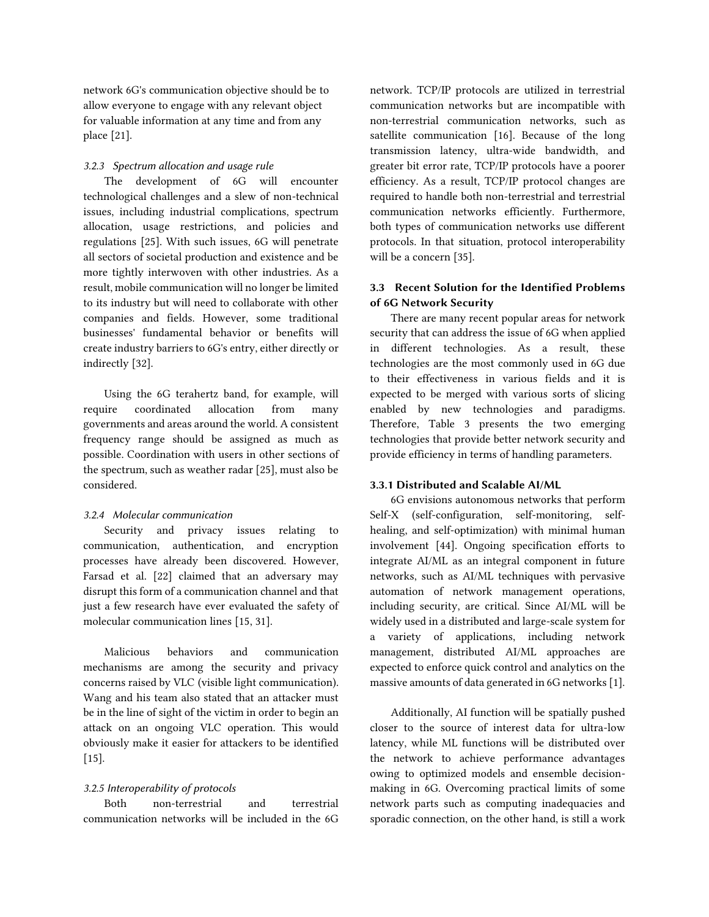network 6G's communication objective should be to allow everyone to engage with any relevant object for valuable information at any time and from any place [21].

#### *3.2.3 Spectrum allocation and usage rule*

The development of 6G will encounter technological challenges and a slew of non-technical issues, including industrial complications, spectrum allocation, usage restrictions, and policies and regulations [25]. With such issues, 6G will penetrate all sectors of societal production and existence and be more tightly interwoven with other industries. As a result, mobile communication will no longer be limited to its industry but will need to collaborate with other companies and fields. However, some traditional businesses' fundamental behavior or benefits will create industry barriers to 6G's entry, either directly or indirectly [32].

Using the 6G terahertz band, for example, will require coordinated allocation from many governments and areas around the world. A consistent frequency range should be assigned as much as possible. Coordination with users in other sections of the spectrum, such as weather radar [25], must also be considered.

#### *3.2.4 Molecular communication*

Security and privacy issues relating to communication, authentication, and encryption processes have already been discovered. However, Farsad et al. [22] claimed that an adversary may disrupt this form of a communication channel and that just a few research have ever evaluated the safety of molecular communication lines [15, 31].

Malicious behaviors and communication mechanisms are among the security and privacy concerns raised by VLC (visible light communication). Wang and his team also stated that an attacker must be in the line of sight of the victim in order to begin an attack on an ongoing VLC operation. This would obviously make it easier for attackers to be identified [15].

#### *3.2.5 Interoperability of protocols*

Both non-terrestrial and terrestrial communication networks will be included in the 6G network. TCP/IP protocols are utilized in terrestrial communication networks but are incompatible with non-terrestrial communication networks, such as satellite communication [16]. Because of the long transmission latency, ultra-wide bandwidth, and greater bit error rate, TCP/IP protocols have a poorer efficiency. As a result, TCP/IP protocol changes are required to handle both non-terrestrial and terrestrial communication networks efficiently. Furthermore, both types of communication networks use different protocols. In that situation, protocol interoperability will be a concern [35].

### 3.3 Recent Solution for the Identified Problems of 6G Network Security

There are many recent popular areas for network security that can address the issue of 6G when applied in different technologies. As a result, these technologies are the most commonly used in 6G due to their effectiveness in various fields and it is expected to be merged with various sorts of slicing enabled by new technologies and paradigms. Therefore, Table 3 presents the two emerging technologies that provide better network security and provide efficiency in terms of handling parameters.

#### 3.3.1 Distributed and Scalable AI/ML

6G envisions autonomous networks that perform Self-X (self-configuration, self-monitoring, self-healing, and self-optimization) with minimal human involvement [44]. Ongoing specification efforts to integrate AI/ML as an integral component in future networks, such as AI/ML techniques with pervasive automation of network management operations, including security, are critical. Since AI/ML will be widely used in a distributed and large-scale system for a variety of applications, including network management, distributed AI/ML approaches are expected to enforce quick control and analytics on the massive amounts of data generated in 6G networks [1].

Additionally, AI function will be spatially pushed closer to the source of interest data for ultra-low latency, while ML functions will be distributed over the network to achieve performance advantages owing to optimized models and ensemble decision-making in 6G. Overcoming practical limits of some network parts such as computing inadequacies and sporadic connection, on the other hand, is still a work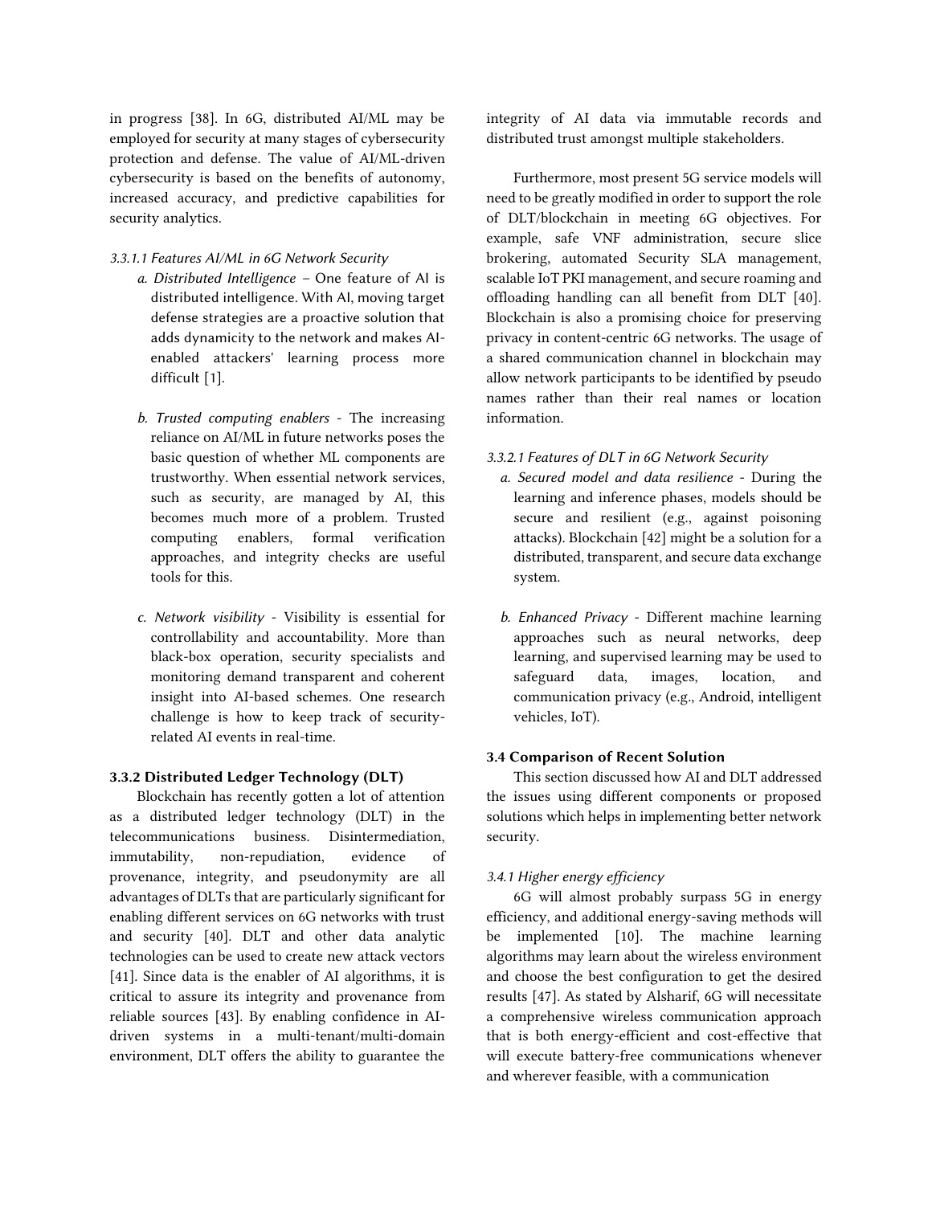in progress [38]. In 6G, distributed AI/ML may be employed for security at many stages of cybersecurity protection and defense. The value of AI/ML-driven cybersecurity is based on the benefits of autonomy, increased accuracy, and predictive capabilities for security analytics.

*3.3.1.1 Features AI/ML in 6G Network Security*

a. *Distributed Intelligence* – One feature of AI is distributed intelligence. With AI, moving target defense strategies are a proactive solution that adds dynamicity to the network and makes AI-enabled attackers' learning process more difficult [1].

b. *Trusted computing enablers* - The increasing reliance on AI/ML in future networks poses the basic question of whether ML components are trustworthy. When essential network services, such as security, are managed by AI, this becomes much more of a problem. Trusted computing enablers, formal verification approaches, and integrity checks are useful tools for this.

c. *Network visibility* - Visibility is essential for controllability and accountability. More than black-box operation, security specialists and monitoring demand transparent and coherent insight into AI-based schemes. One research challenge is how to keep track of security-related AI events in real-time.

### 3.3.2 Distributed Ledger Technology (DLT)

Blockchain has recently gotten a lot of attention as a distributed ledger technology (DLT) in the telecommunications business. Disintermediation, immutability, non-repudiation, evidence of provenance, integrity, and pseudonymity are all advantages of DLTs that are particularly significant for enabling different services on 6G networks with trust and security [40]. DLT and other data analytic technologies can be used to create new attack vectors [41]. Since data is the enabler of AI algorithms, it is critical to assure its integrity and provenance from reliable sources [43]. By enabling confidence in AI-driven systems in a multi-tenant/multi-domain environment, DLT offers the ability to guarantee the integrity of AI data via immutable records and distributed trust amongst multiple stakeholders.

Furthermore, most present 5G service models will need to be greatly modified in order to support the role of DLT/blockchain in meeting 6G objectives. For example, safe VNF administration, secure slice brokering, automated Security SLA management, scalable IoT PKI management, and secure roaming and offloading handling can all benefit from DLT [40]. Blockchain is also a promising choice for preserving privacy in content-centric 6G networks. The usage of a shared communication channel in blockchain may allow network participants to be identified by pseudo names rather than their real names or location information.

*3.3.2.1 Features of DLT in 6G Network Security*

a. *Secured model and data resilience* - During the learning and inference phases, models should be secure and resilient (e.g., against poisoning attacks). Blockchain [42] might be a solution for a distributed, transparent, and secure data exchange system.

b. *Enhanced Privacy* - Different machine learning approaches such as neural networks, deep learning, and supervised learning may be used to safeguard data, images, location, and communication privacy (e.g., Android, intelligent vehicles, IoT).

### 3.4 Comparison of Recent Solution

This section discussed how AI and DLT addressed the issues using different components or proposed solutions which helps in implementing better network security.

*3.4.1 Higher energy efficiency*

6G will almost probably surpass 5G in energy efficiency, and additional energy-saving methods will be implemented [10]. The machine learning algorithms may learn about the wireless environment and choose the best configuration to get the desired results [47]. As stated by Alsharif, 6G will necessitate a comprehensive wireless communication approach that is both energy-efficient and cost-effective that will execute battery-free communications whenever and wherever feasible, with a communication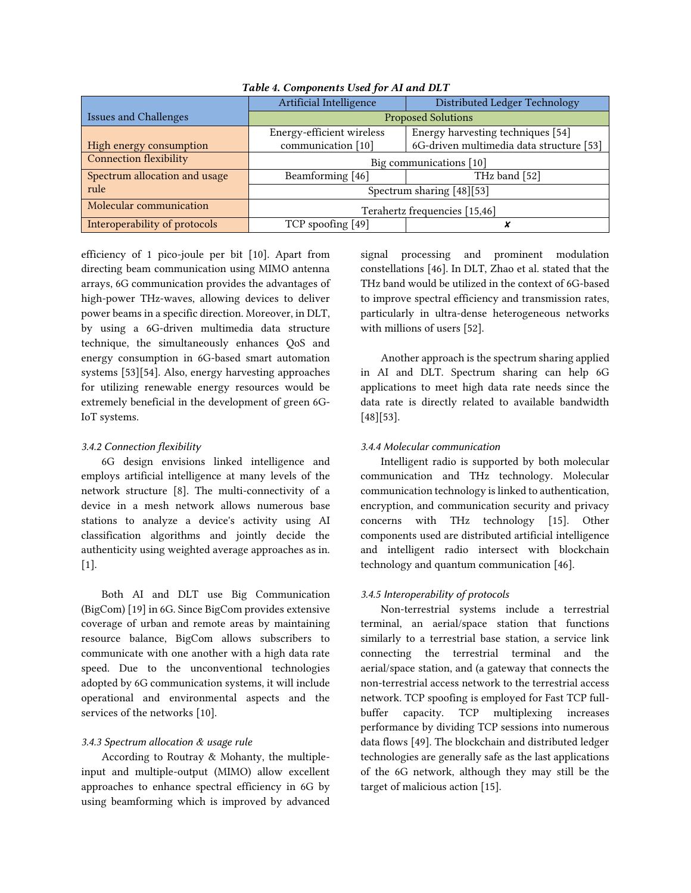**Table 4. Components Used for AI and DLT**

| Issues and Challenges | Artificial Intelligence | Distributed Ledger Technology |
|---|---|---|
| | Proposed Solutions | |
| High energy consumption | Energy-efficient wireless communication [10] | Energy harvesting techniques [54] 6G-driven multimedia data structure [53] |
| Connection flexibility | Big communications [10] | |
| Spectrum allocation and usage rule | Beamforming [46] | THz band [52] |
| | Spectrum sharing [48][53] | |
| Molecular communication | Terahertz frequencies [15,46] | |
| Interoperability of protocols | TCP spoofing [49] | ✘ |

efficiency of 1 pico-joule per bit [10]. Apart from directing beam communication using MIMO antenna arrays, 6G communication provides the advantages of high-power THz-waves, allowing devices to deliver power beams in a specific direction. Moreover, in DLT, by using a 6G-driven multimedia data structure technique, the simultaneously enhances QoS and energy consumption in 6G-based smart automation systems [53][54]. Also, energy harvesting approaches for utilizing renewable energy resources would be extremely beneficial in the development of green 6G-IoT systems.

*3.4.2 Connection flexibility*

6G design envisions linked intelligence and employs artificial intelligence at many levels of the network structure [8]. The multi-connectivity of a device in a mesh network allows numerous base stations to analyze a device's activity using AI classification algorithms and jointly decide the authenticity using weighted average approaches as in. [1].

Both AI and DLT use Big Communication (BigCom) [19] in 6G. Since BigCom provides extensive coverage of urban and remote areas by maintaining resource balance, BigCom allows subscribers to communicate with one another with a high data rate speed. Due to the unconventional technologies adopted by 6G communication systems, it will include operational and environmental aspects and the services of the networks [10].

*3.4.3 Spectrum allocation & usage rule*

According to Routray & Mohanty, the multiple-input and multiple-output (MIMO) allow excellent approaches to enhance spectral efficiency in 6G by using beamforming which is improved by advanced signal processing and prominent modulation constellations [46]. In DLT, Zhao et al. stated that the THz band would be utilized in the context of 6G-based to improve spectral efficiency and transmission rates, particularly in ultra-dense heterogeneous networks with millions of users [52].

Another approach is the spectrum sharing applied in AI and DLT. Spectrum sharing can help 6G applications to meet high data rate needs since the data rate is directly related to available bandwidth [48][53].

*3.4.4 Molecular communication*

Intelligent radio is supported by both molecular communication and THz technology. Molecular communication technology is linked to authentication, encryption, and communication security and privacy concerns with THz technology [15]. Other components used are distributed artificial intelligence and intelligent radio intersect with blockchain technology and quantum communication [46].

*3.4.5 Interoperability of protocols*

Non-terrestrial systems include a terrestrial terminal, an aerial/space station that functions similarly to a terrestrial base station, a service link connecting the terrestrial terminal and the aerial/space station, and (a gateway that connects the non-terrestrial access network to the terrestrial access network. TCP spoofing is employed for Fast TCP full-buffer capacity. TCP multiplexing increases performance by dividing TCP sessions into numerous data flows [49]. The blockchain and distributed ledger technologies are generally safe as the last applications of the 6G network, although they may still be the target of malicious action [15].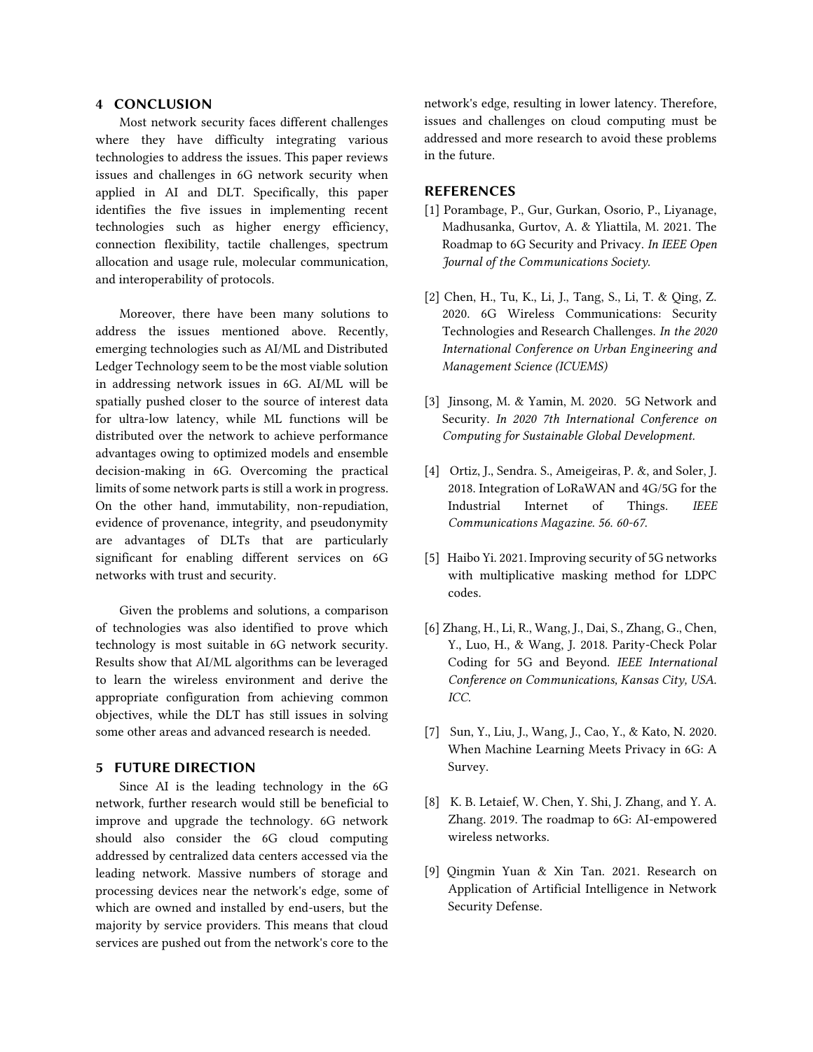## 4 CONCLUSION

Most network security faces different challenges where they have difficulty integrating various technologies to address the issues. This paper reviews issues and challenges in 6G network security when applied in AI and DLT. Specifically, this paper identifies the five issues in implementing recent technologies such as higher energy efficiency, connection flexibility, tactile challenges, spectrum allocation and usage rule, molecular communication, and interoperability of protocols.

Moreover, there have been many solutions to address the issues mentioned above. Recently, emerging technologies such as AI/ML and Distributed Ledger Technology seem to be the most viable solution in addressing network issues in 6G. AI/ML will be spatially pushed closer to the source of interest data for ultra-low latency, while ML functions will be distributed over the network to achieve performance advantages owing to optimized models and ensemble decision-making in 6G. Overcoming the practical limits of some network parts is still a work in progress. On the other hand, immutability, non-repudiation, evidence of provenance, integrity, and pseudonymity are advantages of DLTs that are particularly significant for enabling different services on 6G networks with trust and security.

Given the problems and solutions, a comparison of technologies was also identified to prove which technology is most suitable in 6G network security. Results show that AI/ML algorithms can be leveraged to learn the wireless environment and derive the appropriate configuration from achieving common objectives, while the DLT has still issues in solving some other areas and advanced research is needed.

## 5 FUTURE DIRECTION

Since AI is the leading technology in the 6G network, further research would still be beneficial to improve and upgrade the technology. 6G network should also consider the 6G cloud computing addressed by centralized data centers accessed via the leading network. Massive numbers of storage and processing devices near the network's edge, some of which are owned and installed by end-users, but the majority by service providers. This means that cloud services are pushed out from the network's core to the network's edge, resulting in lower latency. Therefore, issues and challenges on cloud computing must be addressed and more research to avoid these problems in the future.

## REFERENCES

[1] Porambage, P., Gur, Gurkan, Osorio, P., Liyanage, Madhusanka, Gurtov, A. & Yliattila, M. 2021. The Roadmap to 6G Security and Privacy. *In IEEE Open Journal of the Communications Society.*

[2] Chen, H., Tu, K., Li, J., Tang, S., Li, T. & Qing, Z. 2020. 6G Wireless Communications: Security Technologies and Research Challenges. *In the 2020 International Conference on Urban Engineering and Management Science (ICUEMS)*

[3] Jinsong, M. & Yamin, M. 2020. 5G Network and Security. *In 2020 7th International Conference on Computing for Sustainable Global Development.*

[4] Ortiz, J., Sendra. S., Ameigeiras, P. &, and Soler, J. 2018. Integration of LoRaWAN and 4G/5G for the Industrial Internet of Things. *IEEE Communications Magazine. 56. 60-67.*

[5] Haibo Yi. 2021. Improving security of 5G networks with multiplicative masking method for LDPC codes.

[6] Zhang, H., Li, R., Wang, J., Dai, S., Zhang, G., Chen, Y., Luo, H., & Wang, J. 2018. Parity-Check Polar Coding for 5G and Beyond. *IEEE International Conference on Communications, Kansas City, USA. ICC.*

[7] Sun, Y., Liu, J., Wang, J., Cao, Y., & Kato, N. 2020. When Machine Learning Meets Privacy in 6G: A Survey.

[8] K. B. Letaief, W. Chen, Y. Shi, J. Zhang, and Y. A. Zhang. 2019. The roadmap to 6G: AI-empowered wireless networks.

[9] Qingmin Yuan & Xin Tan. 2021. Research on Application of Artificial Intelligence in Network Security Defense.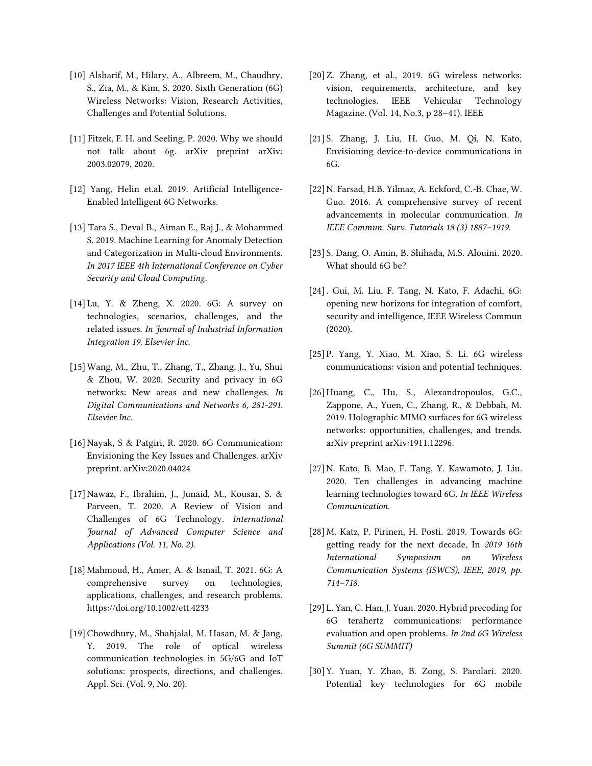[10] Alsharif, M., Hilary, A., Albreem, M., Chaudhry, S., Zia, M., & Kim, S. 2020. Sixth Generation (6G) Wireless Networks: Vision, Research Activities, Challenges and Potential Solutions.

[11] Fitzek, F. H. and Seeling, P. 2020. Why we should not talk about 6g. arXiv preprint arXiv: 2003.02079, 2020.

[12] Yang, Helin et.al. 2019. Artificial Intelligence-Enabled Intelligent 6G Networks.

[13] Tara S., Deval B., Aiman E., Raj J., & Mohammed S. 2019. Machine Learning for Anomaly Detection and Categorization in Multi-cloud Environments. *In 2017 IEEE 4th International Conference on Cyber Security and Cloud Computing.*

[14] Lu, Y. & Zheng, X. 2020. 6G: A survey on technologies, scenarios, challenges, and the related issues. *In Journal of Industrial Information Integration 19. Elsevier Inc.*

[15] Wang, M., Zhu, T., Zhang, T., Zhang, J., Yu, Shui & Zhou, W. 2020. Security and privacy in 6G networks: New areas and new challenges. *In Digital Communications and Networks 6, 281-291. Elsevier Inc.*

[16] Nayak, S & Patgiri, R. 2020. 6G Communication: Envisioning the Key Issues and Challenges. arXiv preprint. arXiv:2020.04024

[17] Nawaz, F., Ibrahim, J., Junaid, M., Kousar, S. & Parveen, T. 2020. A Review of Vision and Challenges of 6G Technology. *International Journal of Advanced Computer Science and Applications (Vol. 11, No. 2).*

[18] Mahmoud, H., Amer, A. & Ismail, T. 2021. 6G: A comprehensive survey on technologies, applications, challenges, and research problems. https://doi.org/10.1002/ett.4233

[19] Chowdhury, M., Shahjalal, M. Hasan, M. & Jang, Y. 2019. The role of optical wireless communication technologies in 5G/6G and IoT solutions: prospects, directions, and challenges. Appl. Sci. (Vol. 9, No. 20).

[20] Z. Zhang, et al., 2019. 6G wireless networks: vision, requirements, architecture, and key technologies. IEEE Vehicular Technology Magazine. (Vol. 14, No.3, p 28–41). IEEE

[21] S. Zhang, J. Liu, H. Guo, M. Qi, N. Kato, Envisioning device-to-device communications in 6G.

[22] N. Farsad, H.B. Yilmaz, A. Eckford, C.-B. Chae, W. Guo. 2016. A comprehensive survey of recent advancements in molecular communication. *In IEEE Commun. Surv. Tutorials 18 (3) 1887–1919.*

[23] S. Dang, O. Amin, B. Shihada, M.S. Alouini. 2020. What should 6G be?

[24] . Gui, M. Liu, F. Tang, N. Kato, F. Adachi, 6G: opening new horizons for integration of comfort, security and intelligence, IEEE Wireless Commun (2020).

[25] P. Yang, Y. Xiao, M. Xiao, S. Li. 6G wireless communications: vision and potential techniques.

[26] Huang, C., Hu, S., Alexandropoulos, G.C., Zappone, A., Yuen, C., Zhang, R., & Debbah, M. 2019. Holographic MIMO surfaces for 6G wireless networks: opportunities, challenges, and trends. arXiv preprint arXiv:1911.12296.

[27] N. Kato, B. Mao, F. Tang, Y. Kawamoto, J. Liu. 2020. Ten challenges in advancing machine learning technologies toward 6G. *In IEEE Wireless Communication.*

[28] M. Katz, P. Pirinen, H. Posti. 2019. Towards 6G: getting ready for the next decade, In *2019 16th International Symposium on Wireless Communication Systems (ISWCS), IEEE, 2019, pp. 714–718.*

[29] L. Yan, C. Han, J. Yuan. 2020. Hybrid precoding for 6G terahertz communications: performance evaluation and open problems. *In 2nd 6G Wireless Summit (6G SUMMIT)*

[30] Y. Yuan, Y. Zhao, B. Zong, S. Parolari. 2020. Potential key technologies for 6G mobile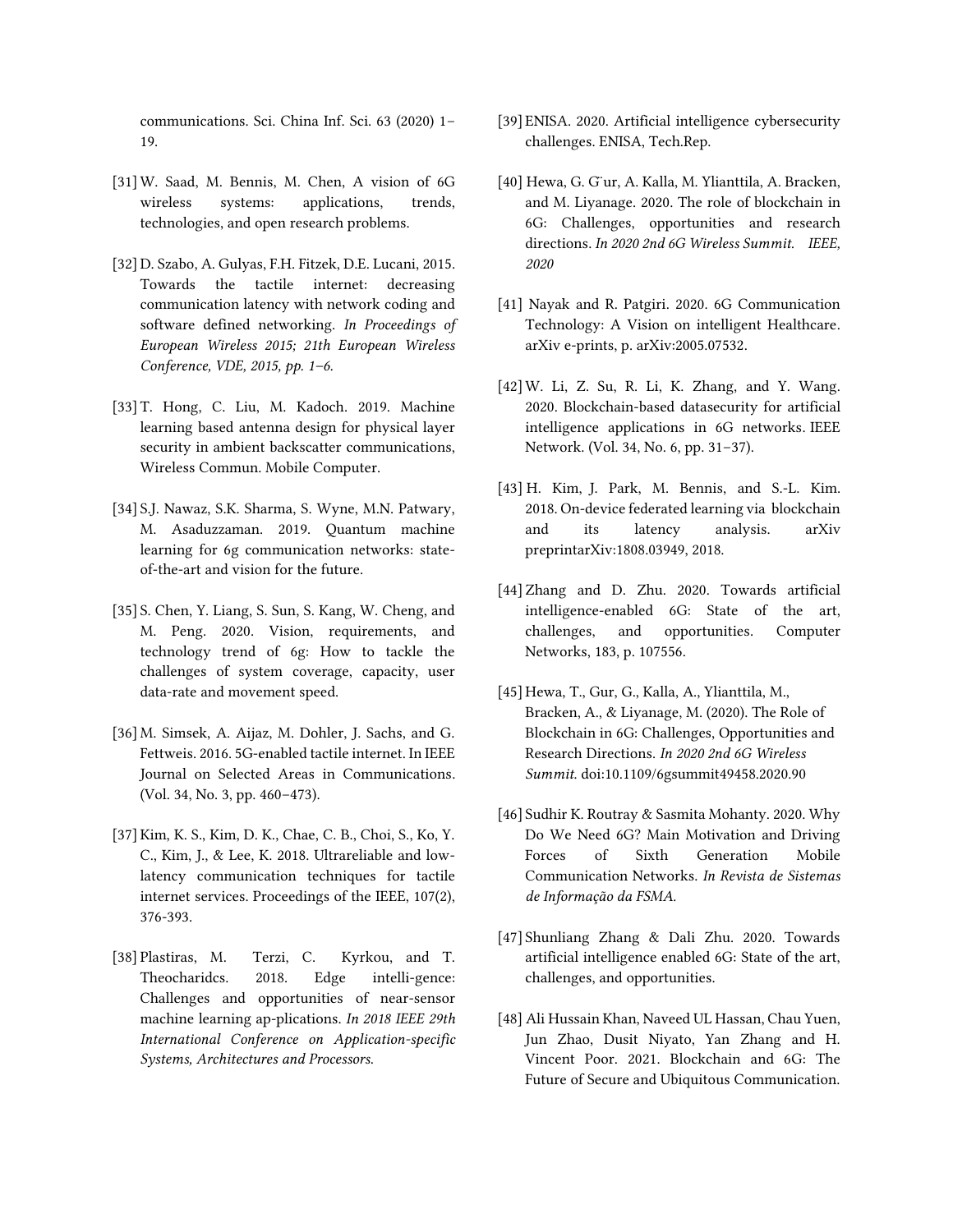communications. Sci. China Inf. Sci. 63 (2020) 1–19.

[31] W. Saad, M. Bennis, M. Chen, A vision of 6G wireless systems: applications, trends, technologies, and open research problems.

[32] D. Szabo, A. Gulyas, F.H. Fitzek, D.E. Lucani, 2015. Towards the tactile internet: decreasing communication latency with network coding and software defined networking. *In Proceedings of European Wireless 2015; 21th European Wireless Conference, VDE, 2015, pp. 1–6.*

[33] T. Hong, C. Liu, M. Kadoch. 2019. Machine learning based antenna design for physical layer security in ambient backscatter communications, Wireless Commun. Mobile Computer.

[34] S.J. Nawaz, S.K. Sharma, S. Wyne, M.N. Patwary, M. Asaduzzaman. 2019. Quantum machine learning for 6g communication networks: state-of-the-art and vision for the future.

[35] S. Chen, Y. Liang, S. Sun, S. Kang, W. Cheng, and M. Peng. 2020. Vision, requirements, and technology trend of 6g: How to tackle the challenges of system coverage, capacity, user data-rate and movement speed.

[36] M. Simsek, A. Aijaz, M. Dohler, J. Sachs, and G. Fettweis. 2016. 5G-enabled tactile internet. In IEEE Journal on Selected Areas in Communications. (Vol. 34, No. 3, pp. 460–473).

[37] Kim, K. S., Kim, D. K., Chae, C. B., Choi, S., Ko, Y. C., Kim, J., & Lee, K. 2018. Ultrareliable and low-latency communication techniques for tactile internet services. Proceedings of the IEEE, 107(2), 376-393.

[38] Plastiras, M. Terzi, C. Kyrkou, and T. Theocharidcs. 2018. Edge intelli-gence: Challenges and opportunities of near-sensor machine learning ap-plications. *In 2018 IEEE 29th International Conference on Application-specific Systems, Architectures and Processors.*

[39] ENISA. 2020. Artificial intelligence cybersecurity challenges. ENISA, Tech.Rep.

[40] Hewa, G. G¨ur, A. Kalla, M. Ylianttila, A. Bracken, and M. Liyanage. 2020. The role of blockchain in 6G: Challenges, opportunities and research directions. *In 2020 2nd 6G Wireless Summit. IEEE, 2020*

[41] Nayak and R. Patgiri. 2020. 6G Communication Technology: A Vision on intelligent Healthcare. arXiv e-prints, p. arXiv:2005.07532.

[42] W. Li, Z. Su, R. Li, K. Zhang, and Y. Wang. 2020. Blockchain-based datasecurity for artificial intelligence applications in 6G networks. IEEE Network. (Vol. 34, No. 6, pp. 31–37).

[43] H. Kim, J. Park, M. Bennis, and S.-L. Kim. 2018. On-device federated learning via blockchain and its latency analysis. arXiv preprintarXiv:1808.03949, 2018.

[44] Zhang and D. Zhu. 2020. Towards artificial intelligence-enabled 6G: State of the art, challenges, and opportunities. Computer Networks, 183, p. 107556.

[45] Hewa, T., Gur, G., Kalla, A., Ylianttila, M., Bracken, A., & Liyanage, M. (2020). The Role of Blockchain in 6G: Challenges, Opportunities and Research Directions. *In 2020 2nd 6G Wireless Summit.* doi:10.1109/6gsummit49458.2020.90

[46] Sudhir K. Routray & Sasmita Mohanty. 2020. Why Do We Need 6G? Main Motivation and Driving Forces of Sixth Generation Mobile Communication Networks. *In Revista de Sistemas de Informação da FSMA.*

[47] Shunliang Zhang & Dali Zhu. 2020. Towards artificial intelligence enabled 6G: State of the art, challenges, and opportunities.

[48] Ali Hussain Khan, Naveed UL Hassan, Chau Yuen, Jun Zhao, Dusit Niyato, Yan Zhang and H. Vincent Poor. 2021. Blockchain and 6G: The Future of Secure and Ubiquitous Communication.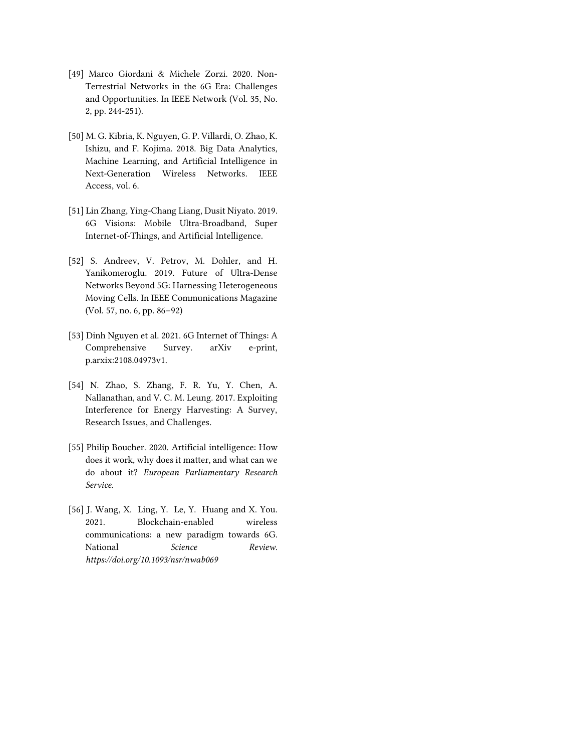[49] Marco Giordani & Michele Zorzi. 2020. Non-Terrestrial Networks in the 6G Era: Challenges and Opportunities. In IEEE Network (Vol. 35, No. 2, pp. 244-251).

[50] M. G. Kibria, K. Nguyen, G. P. Villardi, O. Zhao, K. Ishizu, and F. Kojima. 2018. Big Data Analytics, Machine Learning, and Artificial Intelligence in Next-Generation Wireless Networks. IEEE Access, vol. 6.

[51] Lin Zhang, Ying-Chang Liang, Dusit Niyato. 2019. 6G Visions: Mobile Ultra-Broadband, Super Internet-of-Things, and Artificial Intelligence.

[52] S. Andreev, V. Petrov, M. Dohler, and H. Yanikomeroglu. 2019. Future of Ultra-Dense Networks Beyond 5G: Harnessing Heterogeneous Moving Cells. In IEEE Communications Magazine (Vol. 57, no. 6, pp. 86–92)

[53] Dinh Nguyen et al. 2021. 6G Internet of Things: A Comprehensive Survey. arXiv e-print, p.arxix:2108.04973v1.

[54] N. Zhao, S. Zhang, F. R. Yu, Y. Chen, A. Nallanathan, and V. C. M. Leung. 2017. Exploiting Interference for Energy Harvesting: A Survey, Research Issues, and Challenges.

[55] Philip Boucher. 2020. Artificial intelligence: How does it work, why does it matter, and what can we do about it? *European Parliamentary Research Service.*

[56] J. Wang, X. Ling, Y. Le, Y. Huang and X. You. 2021. Blockchain-enabled wireless communications: a new paradigm towards 6G. National *Science Review. https://doi.org/10.1093/nsr/nwab069*